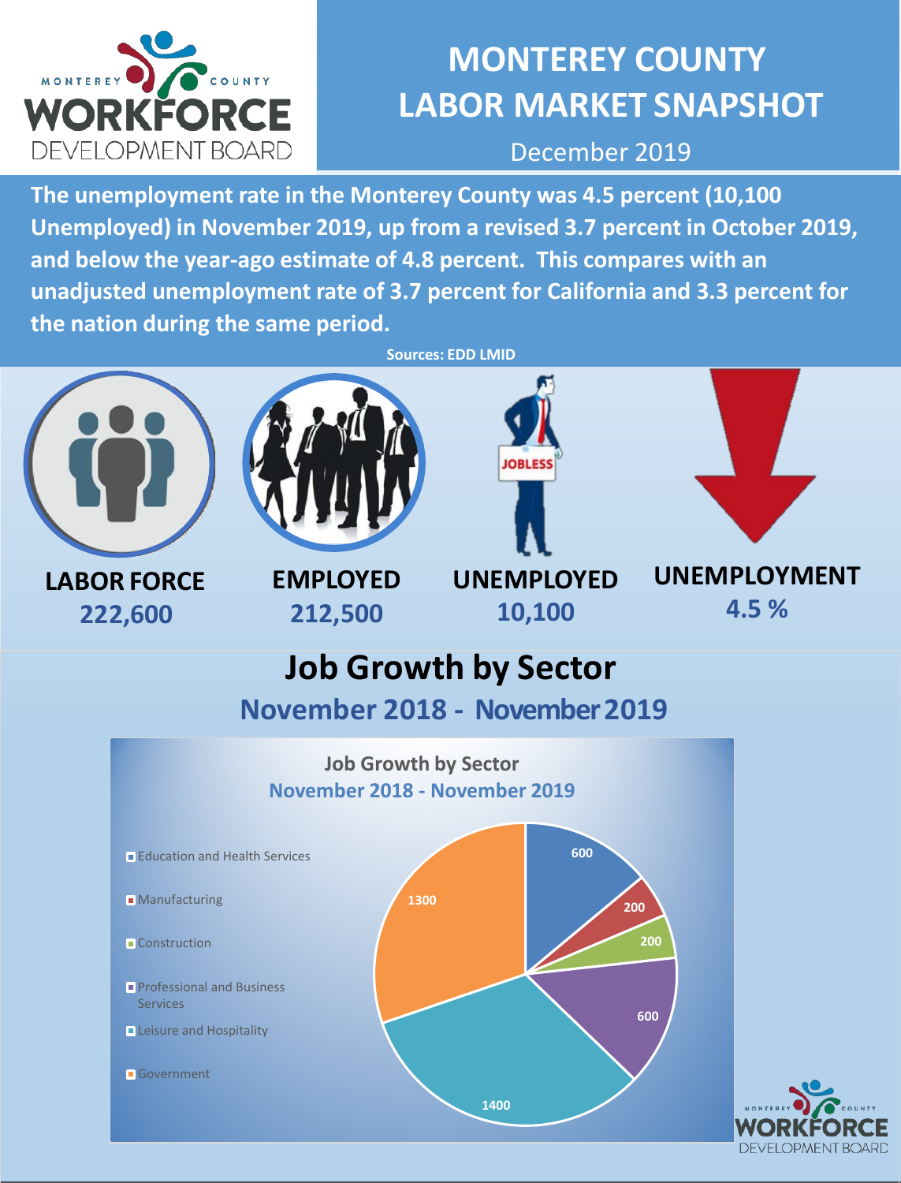MONTEREY COUNTY WORKFORCE DEVELOPMENT BOARD

# MONTEREY COUNTY LABOR MARKET SNAPSHOT

December 2019

**The unemployment rate in the Monterey County was 4.5 percent (10,100 Unemployed) in November 2019, up from a revised 3.7 percent in October 2019, and below the year-ago estimate of 4.8 percent. This compares with an unadjusted unemployment rate of 3.7 percent for California and 3.3 percent for the nation during the same period.**

**Sources: EDD LMID**

| LABOR FORCE | EMPLOYED | UNEMPLOYED | UNEMPLOYMENT |
|---|---|---|---|
| 222,600 | 212,500 | 10,100 | 4.5 % |

## Job Growth by Sector

### November 2018 - November 2019

**Job Growth by Sector**
**November 2018 - November 2019**

| Sector | Jobs |
|---|---|
| Education and Health Services | 600 |
| Manufacturing | 200 |
| Construction | 200 |
| Professional and Business Services | 600 |
| Leisure and Hospitality | 1400 |
| Government | 1300 |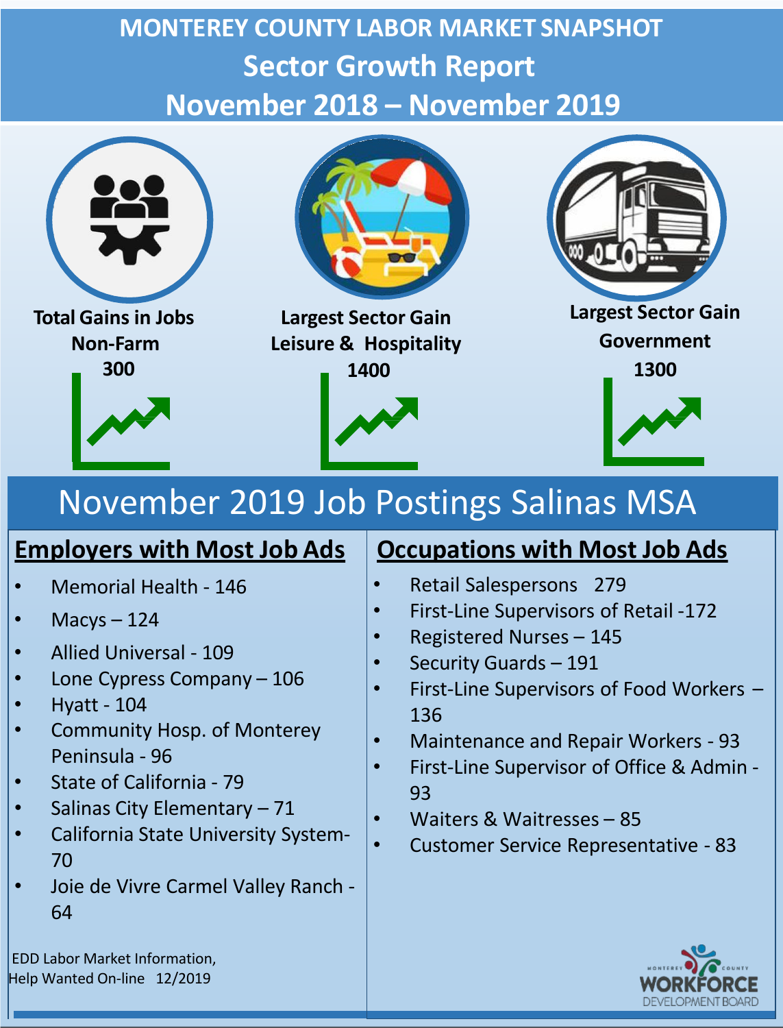# MONTEREY COUNTY LABOR MARKET SNAPSHOT

## Sector Growth Report

## November 2018 – November 2019

**Total Gains in Jobs**
**Non-Farm**
**300**

**Largest Sector Gain**
**Leisure & Hospitality**
**1400**

**Largest Sector Gain**
**Government**
**1300**

## November 2019 Job Postings Salinas MSA

### Employers with Most Job Ads

- Memorial Health - 146
- Macys – 124
- Allied Universal - 109
- Lone Cypress Company – 106
- Hyatt - 104
- Community Hosp. of Monterey Peninsula - 96
- State of California - 79
- Salinas City Elementary – 71
- California State University System- 70
- Joie de Vivre Carmel Valley Ranch - 64

### Occupations with Most Job Ads

- Retail Salespersons 279
- First-Line Supervisors of Retail -172
- Registered Nurses – 145
- Security Guards – 191
- First-Line Supervisors of Food Workers – 136
- Maintenance and Repair Workers - 93
- First-Line Supervisor of Office & Admin - 93
- Waiters & Waitresses – 85
- Customer Service Representative - 83

EDD Labor Market Information,
Help Wanted On-line 12/2019

MONTEREY COUNTY WORKFORCE DEVELOPMENT BOARD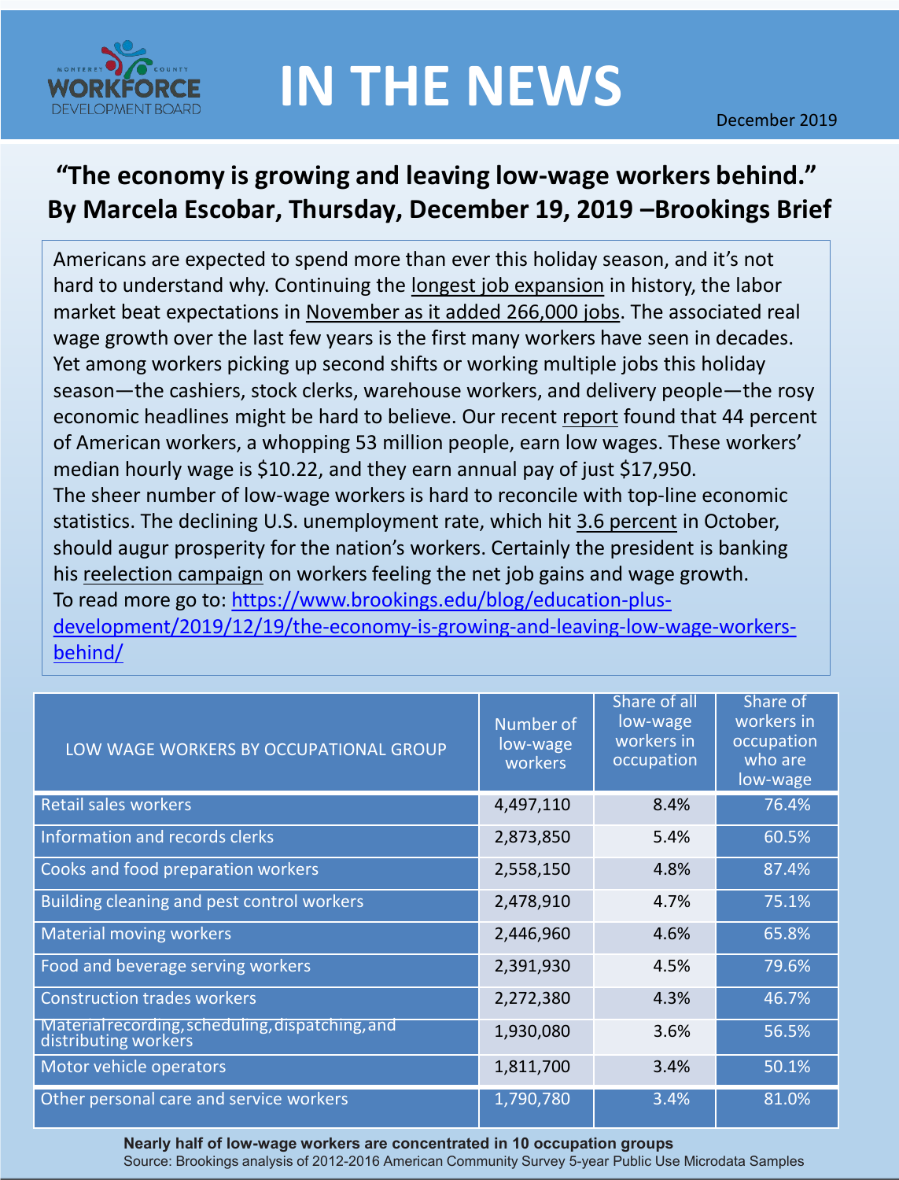MONTEREY COUNTY WORKFORCE DEVELOPMENT BOARD

# IN THE NEWS

December 2019

## “The economy is growing and leaving low-wage workers behind.” By Marcela Escobar, Thursday, December 19, 2019 –Brookings Brief

Americans are expected to spend more than ever this holiday season, and it’s not hard to understand why. Continuing the longest job expansion in history, the labor market beat expectations in November as it added 266,000 jobs. The associated real wage growth over the last few years is the first many workers have seen in decades. Yet among workers picking up second shifts or working multiple jobs this holiday season—the cashiers, stock clerks, warehouse workers, and delivery people—the rosy economic headlines might be hard to believe. Our recent report found that 44 percent of American workers, a whopping 53 million people, earn low wages. These workers’ median hourly wage is $10.22, and they earn annual pay of just $17,950.
The sheer number of low-wage workers is hard to reconcile with top-line economic statistics. The declining U.S. unemployment rate, which hit 3.6 percent in October, should augur prosperity for the nation’s workers. Certainly the president is banking his reelection campaign on workers feeling the net job gains and wage growth.
To read more go to: https://www.brookings.edu/blog/education-plus-development/2019/12/19/the-economy-is-growing-and-leaving-low-wage-workers-behind/

| LOW WAGE WORKERS BY OCCUPATIONAL GROUP | Number of low-wage workers | Share of all low-wage workers in occupation | Share of workers in occupation who are low-wage |
|---|---|---|---|
| Retail sales workers | 4,497,110 | 8.4% | 76.4% |
| Information and records clerks | 2,873,850 | 5.4% | 60.5% |
| Cooks and food preparation workers | 2,558,150 | 4.8% | 87.4% |
| Building cleaning and pest control workers | 2,478,910 | 4.7% | 75.1% |
| Material moving workers | 2,446,960 | 4.6% | 65.8% |
| Food and beverage serving workers | 2,391,930 | 4.5% | 79.6% |
| Construction trades workers | 2,272,380 | 4.3% | 46.7% |
| Material recording, scheduling, dispatching, and distributing workers | 1,930,080 | 3.6% | 56.5% |
| Motor vehicle operators | 1,811,700 | 3.4% | 50.1% |
| Other personal care and service workers | 1,790,780 | 3.4% | 81.0% |

**Nearly half of low-wage workers are concentrated in 10 occupation groups**
Source: Brookings analysis of 2012-2016 American Community Survey 5-year Public Use Microdata Samples